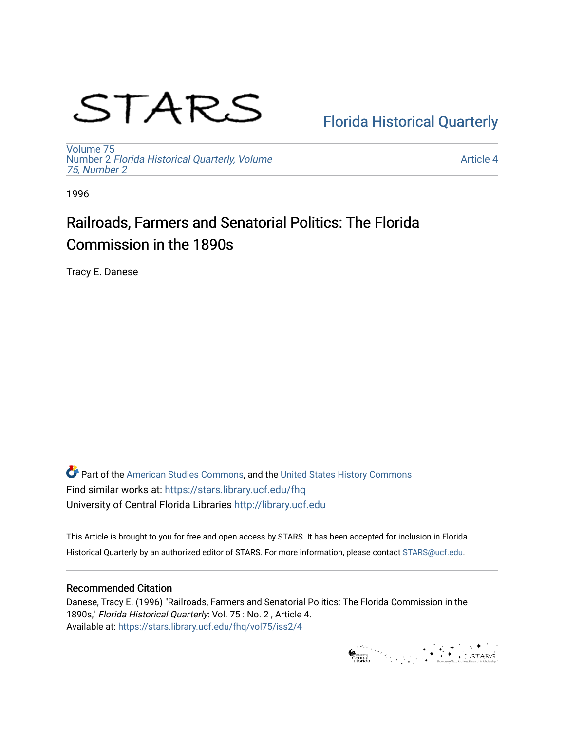STARS

Florida Historical Quarterly

Volume 75
Number 2 *Florida Historical Quarterly, Volume 75, Number 2*

Article 4

1996

# Railroads, Farmers and Senatorial Politics: The Florida Commission in the 1890s

Tracy E. Danese

Part of the American Studies Commons, and the United States History Commons
Find similar works at: https://stars.library.ucf.edu/fhq
University of Central Florida Libraries http://library.ucf.edu

This Article is brought to you for free and open access by STARS. It has been accepted for inclusion in Florida Historical Quarterly by an authorized editor of STARS. For more information, please contact STARS@ucf.edu.

## Recommended Citation

Danese, Tracy E. (1996) "Railroads, Farmers and Senatorial Politics: The Florida Commission in the 1890s," *Florida Historical Quarterly*: Vol. 75 : No. 2 , Article 4.
Available at: https://stars.library.ucf.edu/fhq/vol75/iss2/4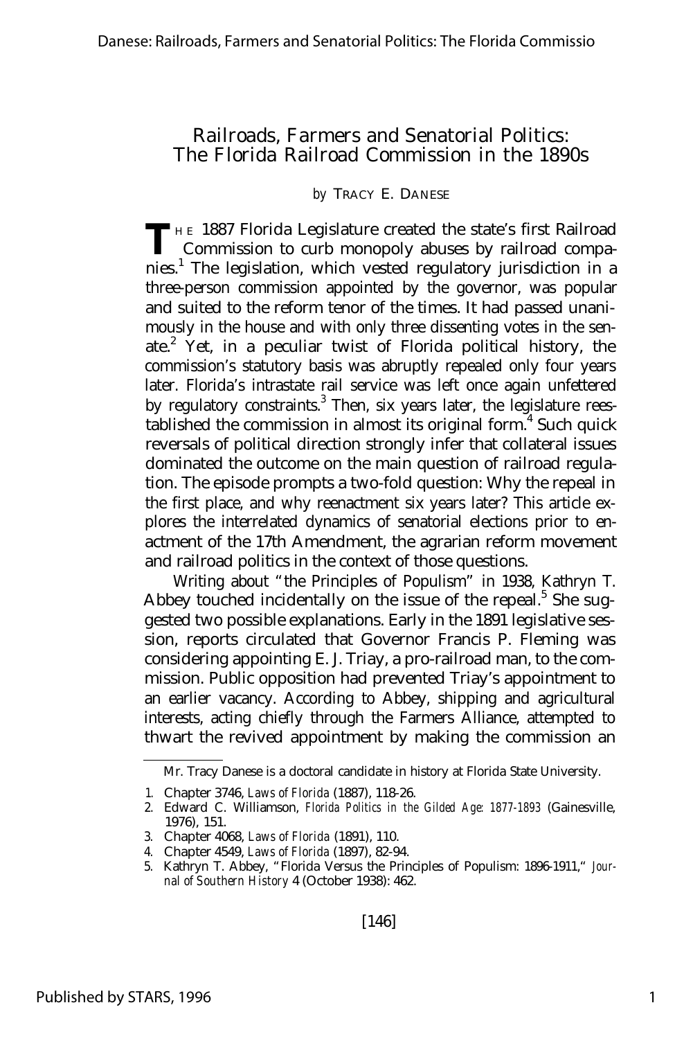# Railroads, Farmers and Senatorial Politics: The Florida Railroad Commission in the 1890s

*by* TRACY E. DANESE

THE 1887 Florida Legislature created the state's first Railroad Commission to curb monopoly abuses by railroad companies.[1] The legislation, which vested regulatory jurisdiction in a three-person commission appointed by the governor, was popular and suited to the reform tenor of the times. It had passed unanimously in the house and with only three dissenting votes in the senate.[2] Yet, in a peculiar twist of Florida political history, the commission's statutory basis was abruptly repealed only four years later. Florida's intrastate rail service was left once again unfettered by regulatory constraints.[3] Then, six years later, the legislature reestablished the commission in almost its original form.[4] Such quick reversals of political direction strongly infer that collateral issues dominated the outcome on the main question of railroad regulation. The episode prompts a two-fold question: Why the repeal in the first place, and why reenactment six years later? This article explores the interrelated dynamics of senatorial elections prior to enactment of the 17th Amendment, the agrarian reform movement and railroad politics in the context of those questions.

Writing about "the Principles of Populism" in 1938, Kathryn T. Abbey touched incidentally on the issue of the repeal.[5] She suggested two possible explanations. Early in the 1891 legislative session, reports circulated that Governor Francis P. Fleming was considering appointing E. J. Triay, a pro-railroad man, to the commission. Public opposition had prevented Triay's appointment to an earlier vacancy. According to Abbey, shipping and agricultural interests, acting chiefly through the Farmers Alliance, attempted to thwart the revived appointment by making the commission an

---

Mr. Tracy Danese is a doctoral candidate in history at Florida State University.

1. Chapter 3746, *Laws of Florida* (1887), 118-26.
2. Edward C. Williamson, *Florida Politics in the Gilded Age: 1877-1893* (Gainesville, 1976), 151.
3. Chapter 4068, *Laws of Florida* (1891), 110.
4. Chapter 4549, *Laws of Florida* (1897), 82-94.
5. Kathryn T. Abbey, "Florida Versus the Principles of Populism: 1896-1911," *Journal of Southern History* 4 (October 1938): 462.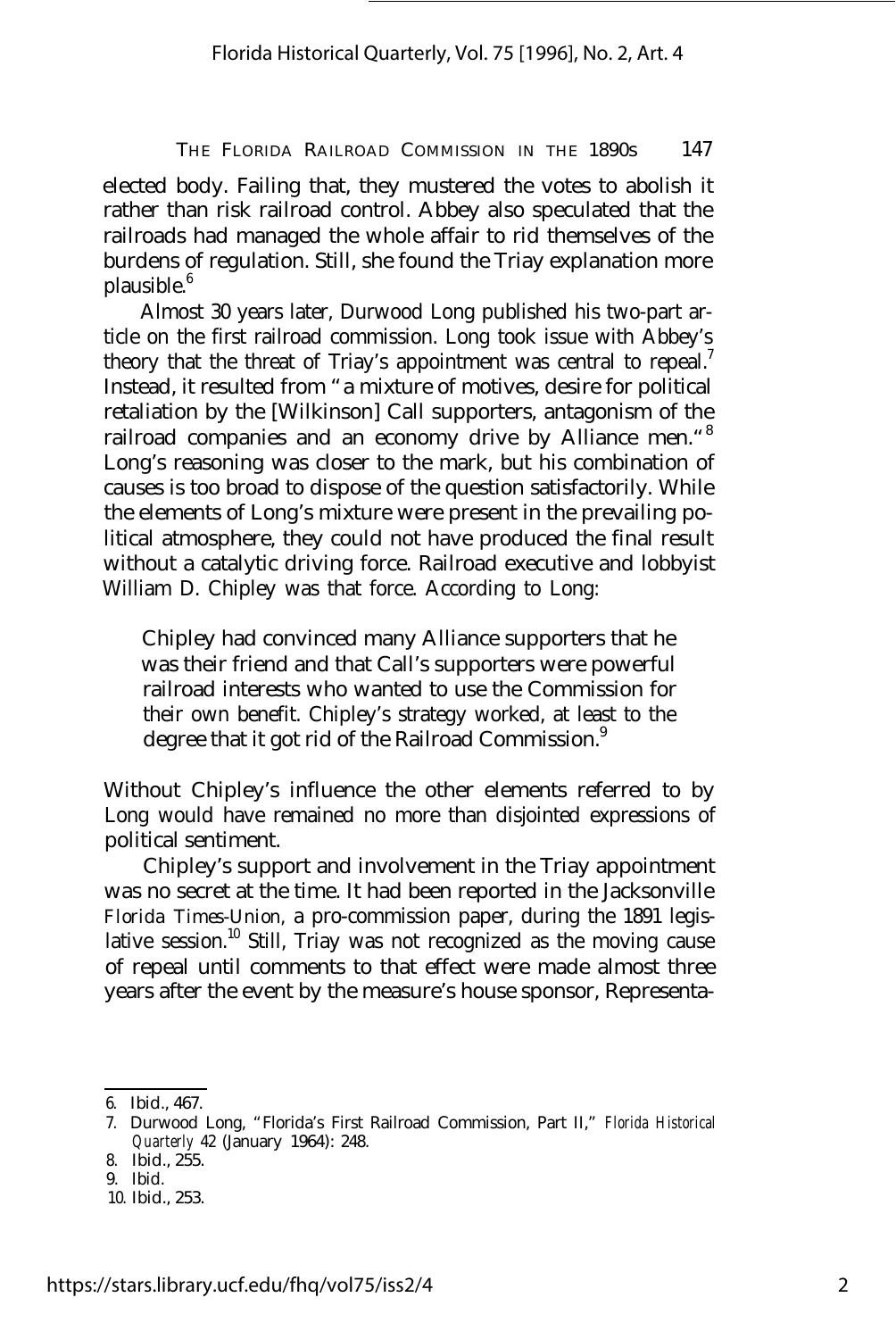elected body. Failing that, they mustered the votes to abolish it rather than risk railroad control. Abbey also speculated that the railroads had managed the whole affair to rid themselves of the burdens of regulation. Still, she found the Triay explanation more plausible.[6]

Almost 30 years later, Durwood Long published his two-part article on the first railroad commission. Long took issue with Abbey's theory that the threat of Triay's appointment was central to repeal.[7] Instead, it resulted from "a mixture of motives, desire for political retaliation by the [Wilkinson] Call supporters, antagonism of the railroad companies and an economy drive by Alliance men."[8] Long's reasoning was closer to the mark, but his combination of causes is too broad to dispose of the question satisfactorily. While the elements of Long's mixture were present in the prevailing political atmosphere, they could not have produced the final result without a catalytic driving force. Railroad executive and lobbyist William D. Chipley was that force. According to Long:

> Chipley had convinced many Alliance supporters that he was their friend and that Call's supporters were powerful railroad interests who wanted to use the Commission for their own benefit. Chipley's strategy worked, at least to the degree that it got rid of the Railroad Commission.[9]

Without Chipley's influence the other elements referred to by Long would have remained no more than disjointed expressions of political sentiment.

Chipley's support and involvement in the Triay appointment was no secret at the time. It had been reported in the Jacksonville *Florida Times-Union*, a pro-commission paper, during the 1891 legislative session.[10] Still, Triay was not recognized as the moving cause of repeal until comments to that effect were made almost three years after the event by the measure's house sponsor, Representa-

6. Ibid., 467.
7. Durwood Long, "Florida's First Railroad Commission, Part II," *Florida Historical Quarterly* 42 (January 1964): 248.
8. Ibid., 255.
9. Ibid.
10. Ibid., 253.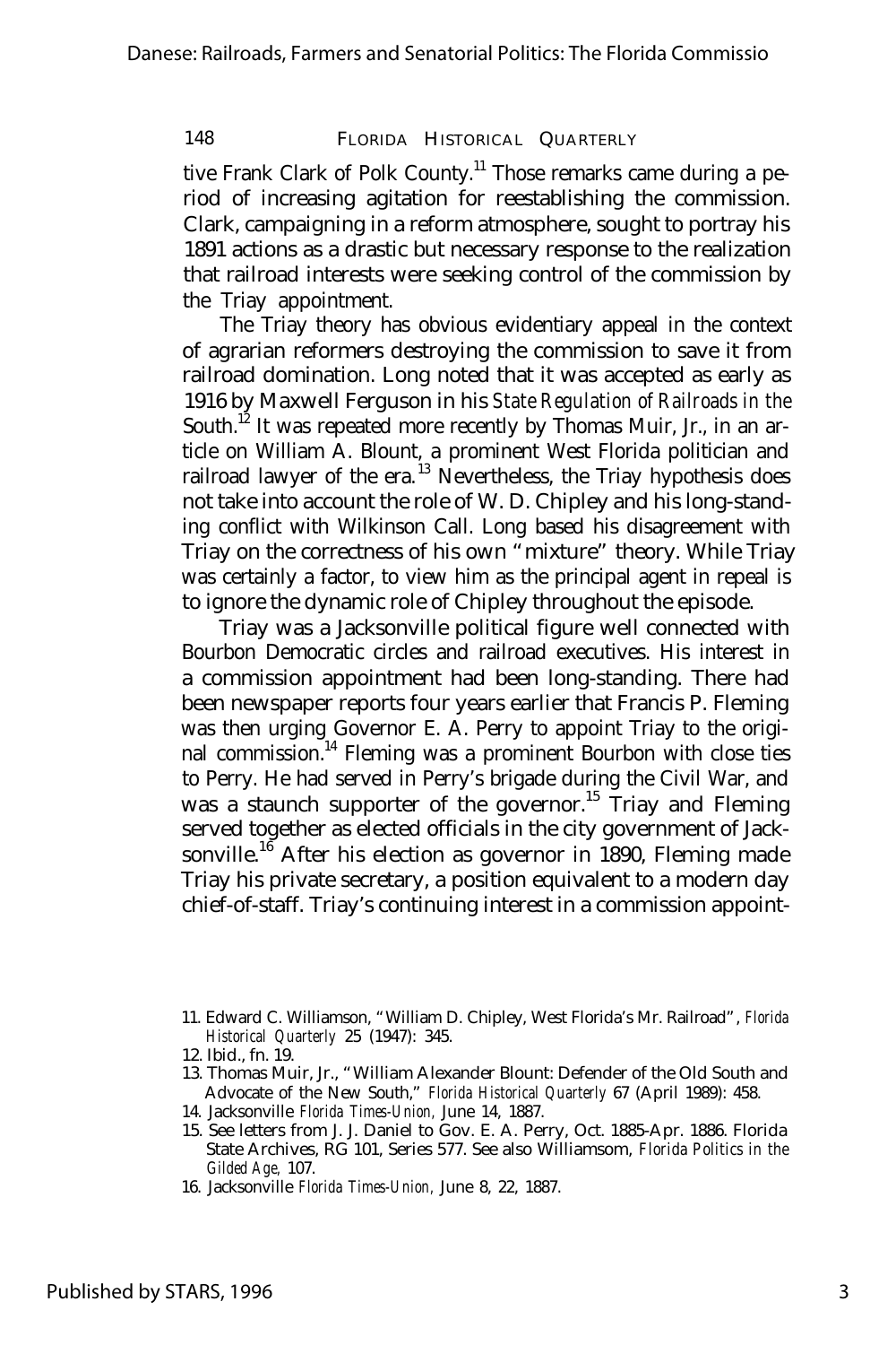tive Frank Clark of Polk County.[11] Those remarks came during a period of increasing agitation for reestablishing the commission. Clark, campaigning in a reform atmosphere, sought to portray his 1891 actions as a drastic but necessary response to the realization that railroad interests were seeking control of the commission by the Triay appointment.

The Triay theory has obvious evidentiary appeal in the context of agrarian reformers destroying the commission to save it from railroad domination. Long noted that it was accepted as early as 1916 by Maxwell Ferguson in his *State Regulation of Railroads in the South*.[12] It was repeated more recently by Thomas Muir, Jr., in an article on William A. Blount, a prominent West Florida politician and railroad lawyer of the era.[13] Nevertheless, the Triay hypothesis does not take into account the role of W. D. Chipley and his long-standing conflict with Wilkinson Call. Long based his disagreement with Triay on the correctness of his own "mixture" theory. While Triay was certainly a factor, to view him as the principal agent in repeal is to ignore the dynamic role of Chipley throughout the episode.

Triay was a Jacksonville political figure well connected with Bourbon Democratic circles and railroad executives. His interest in a commission appointment had been long-standing. There had been newspaper reports four years earlier that Francis P. Fleming was then urging Governor E. A. Perry to appoint Triay to the original commission.[14] Fleming was a prominent Bourbon with close ties to Perry. He had served in Perry's brigade during the Civil War, and was a staunch supporter of the governor.[15] Triay and Fleming served together as elected officials in the city government of Jacksonville.[16] After his election as governor in 1890, Fleming made Triay his private secretary, a position equivalent to a modern day chief-of-staff. Triay's continuing interest in a commission appoint-

11. Edward C. Williamson, "William D. Chipley, West Florida's Mr. Railroad", *Florida Historical Quarterly* 25 (1947): 345.
12. Ibid., fn. 19.
13. Thomas Muir, Jr., "William Alexander Blount: Defender of the Old South and Advocate of the New South," *Florida Historical Quarterly* 67 (April 1989): 458.
14. Jacksonville *Florida Times-Union*, June 14, 1887.
15. See letters from J. J. Daniel to Gov. E. A. Perry, Oct. 1885-Apr. 1886. Florida State Archives, RG 101, Series 577. See also Williamsom, *Florida Politics in the Gilded Age*, 107.
16. Jacksonville *Florida Times-Union*, June 8, 22, 1887.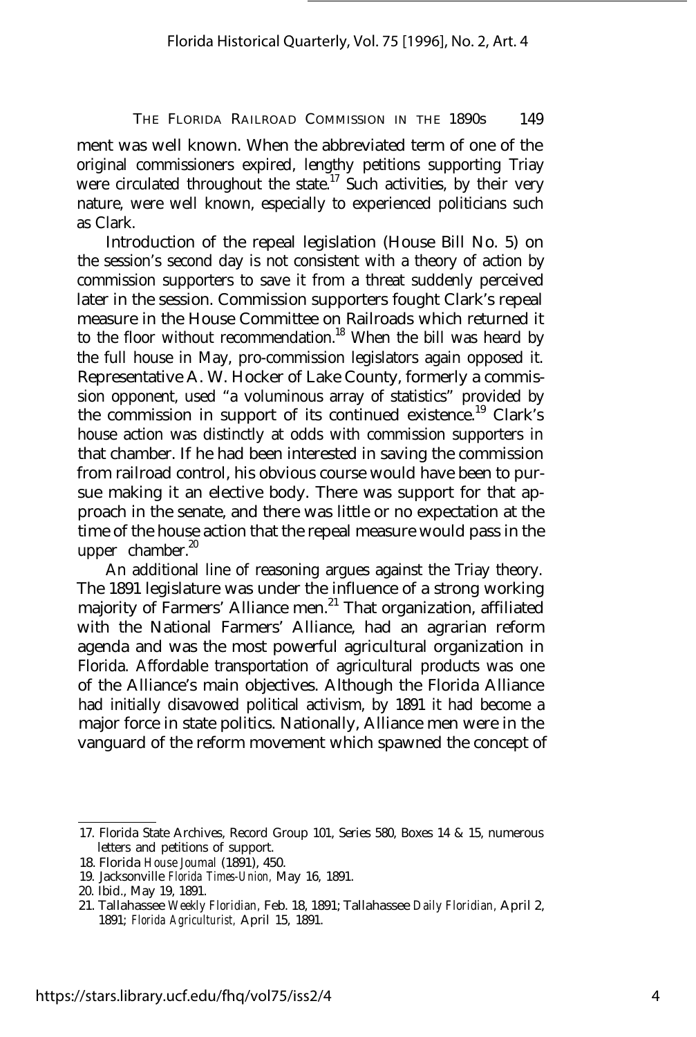ment was well known. When the abbreviated term of one of the original commissioners expired, lengthy petitions supporting Triay were circulated throughout the state.[17] Such activities, by their very nature, were well known, especially to experienced politicians such as Clark.

Introduction of the repeal legislation (House Bill No. 5) on the session's second day is not consistent with a theory of action by commission supporters to save it from a threat suddenly perceived later in the session. Commission supporters fought Clark's repeal measure in the House Committee on Railroads which returned it to the floor without recommendation.[18] When the bill was heard by the full house in May, pro-commission legislators again opposed it. Representative A. W. Hocker of Lake County, formerly a commission opponent, used "a voluminous array of statistics" provided by the commission in support of its continued existence.[19] Clark's house action was distinctly at odds with commission supporters in that chamber. If he had been interested in saving the commission from railroad control, his obvious course would have been to pursue making it an elective body. There was support for that approach in the senate, and there was little or no expectation at the time of the house action that the repeal measure would pass in the upper chamber.[20]

An additional line of reasoning argues against the Triay theory. The 1891 legislature was under the influence of a strong working majority of Farmers' Alliance men.[21] That organization, affiliated with the National Farmers' Alliance, had an agrarian reform agenda and was the most powerful agricultural organization in Florida. Affordable transportation of agricultural products was one of the Alliance's main objectives. Although the Florida Alliance had initially disavowed political activism, by 1891 it had become a major force in state politics. Nationally, Alliance men were in the vanguard of the reform movement which spawned the concept of

---

17. Florida State Archives, Record Group 101, Series 580, Boxes 14 & 15, numerous letters and petitions of support.
18. Florida *House Journal* (1891), 450.
19. Jacksonville *Florida Times-Union*, May 16, 1891.
20. Ibid., May 19, 1891.
21. Tallahassee *Weekly Floridian*, Feb. 18, 1891; Tallahassee *Daily Floridian*, April 2, 1891; *Florida Agriculturist*, April 15, 1891.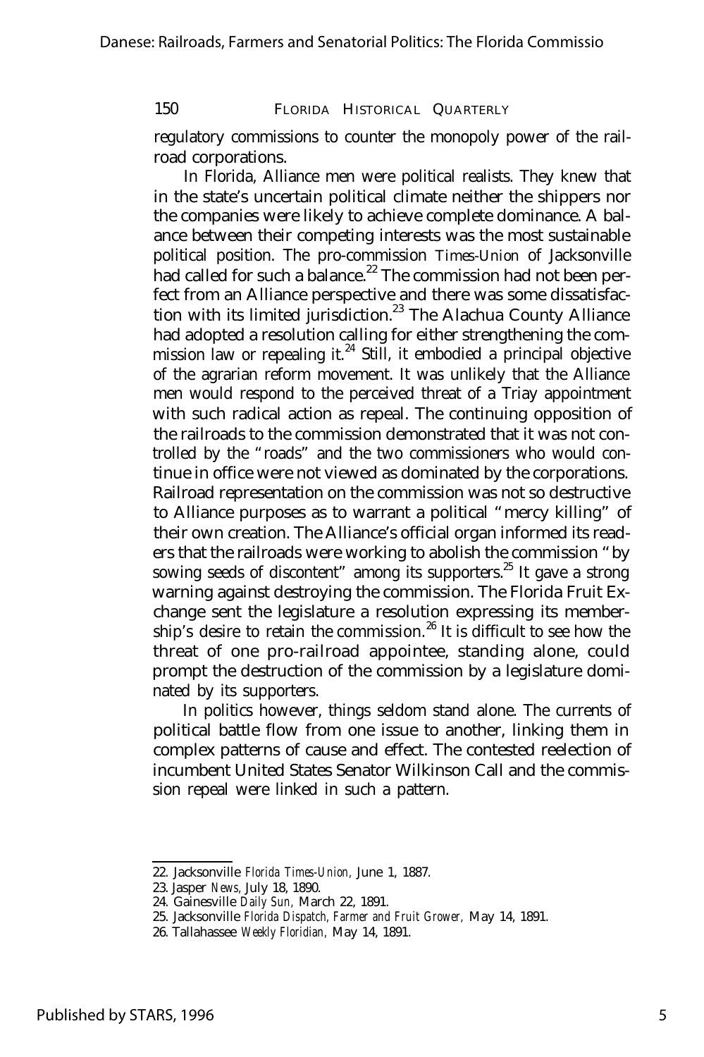regulatory commissions to counter the monopoly power of the railroad corporations.

In Florida, Alliance men were political realists. They knew that in the state's uncertain political climate neither the shippers nor the companies were likely to achieve complete dominance. A balance between their competing interests was the most sustainable political position. The pro-commission *Times-Union* of Jacksonville had called for such a balance.[22] The commission had not been perfect from an Alliance perspective and there was some dissatisfaction with its limited jurisdiction.[23] The Alachua County Alliance had adopted a resolution calling for either strengthening the commission law or repealing it.[24] Still, it embodied a principal objective of the agrarian reform movement. It was unlikely that the Alliance men would respond to the perceived threat of a Triay appointment with such radical action as repeal. The continuing opposition of the railroads to the commission demonstrated that it was not controlled by the "roads" and the two commissioners who would continue in office were not viewed as dominated by the corporations. Railroad representation on the commission was not so destructive to Alliance purposes as to warrant a political "mercy killing" of their own creation. The Alliance's official organ informed its readers that the railroads were working to abolish the commission "by sowing seeds of discontent" among its supporters.[25] It gave a strong warning against destroying the commission. The Florida Fruit Exchange sent the legislature a resolution expressing its membership's desire to retain the commission.[26] It is difficult to see how the threat of one pro-railroad appointee, standing alone, could prompt the destruction of the commission by a legislature dominated by its supporters.

In politics however, things seldom stand alone. The currents of political battle flow from one issue to another, linking them in complex patterns of cause and effect. The contested reelection of incumbent United States Senator Wilkinson Call and the commission repeal were linked in such a pattern.

---

22. Jacksonville *Florida Times-Union,* June 1, 1887.
23. Jasper *News,* July 18, 1890.
24. Gainesville *Daily Sun,* March 22, 1891.
25. Jacksonville *Florida Dispatch, Farmer and Fruit Grower,* May 14, 1891.
26. Tallahassee *Weekly Floridian,* May 14, 1891.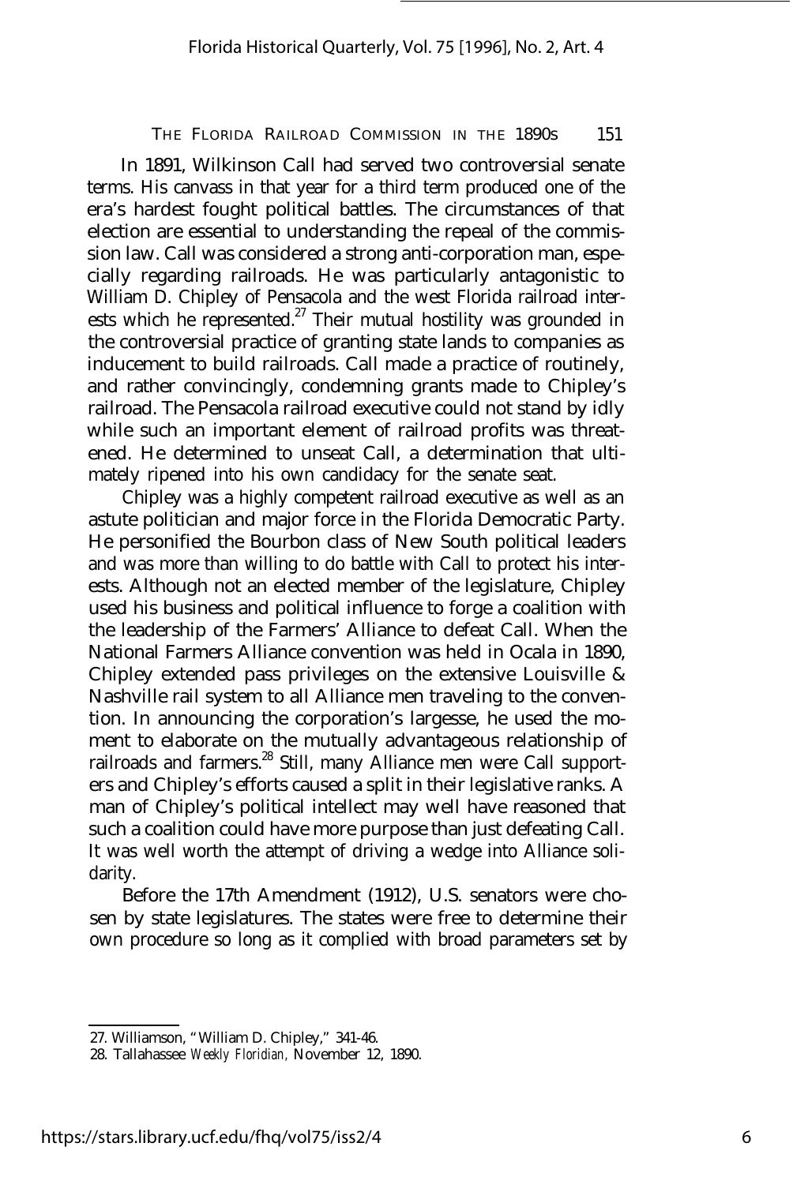In 1891, Wilkinson Call had served two controversial senate terms. His canvass in that year for a third term produced one of the era's hardest fought political battles. The circumstances of that election are essential to understanding the repeal of the commission law. Call was considered a strong anti-corporation man, especially regarding railroads. He was particularly antagonistic to William D. Chipley of Pensacola and the west Florida railroad interests which he represented.[27] Their mutual hostility was grounded in the controversial practice of granting state lands to companies as inducement to build railroads. Call made a practice of routinely, and rather convincingly, condemning grants made to Chipley's railroad. The Pensacola railroad executive could not stand by idly while such an important element of railroad profits was threatened. He determined to unseat Call, a determination that ultimately ripened into his own candidacy for the senate seat.

Chipley was a highly competent railroad executive as well as an astute politician and major force in the Florida Democratic Party. He personified the Bourbon class of New South political leaders and was more than willing to do battle with Call to protect his interests. Although not an elected member of the legislature, Chipley used his business and political influence to forge a coalition with the leadership of the Farmers' Alliance to defeat Call. When the National Farmers Alliance convention was held in Ocala in 1890, Chipley extended pass privileges on the extensive Louisville & Nashville rail system to all Alliance men traveling to the convention. In announcing the corporation's largesse, he used the moment to elaborate on the mutually advantageous relationship of railroads and farmers.[28] Still, many Alliance men were Call supporters and Chipley's efforts caused a split in their legislative ranks. A man of Chipley's political intellect may well have reasoned that such a coalition could have more purpose than just defeating Call. It was well worth the attempt of driving a wedge into Alliance solidarity.

Before the 17th Amendment (1912), U.S. senators were chosen by state legislatures. The states were free to determine their own procedure so long as it complied with broad parameters set by

27. Williamson, "William D. Chipley," 341-46.

28. Tallahassee *Weekly Floridian*, November 12, 1890.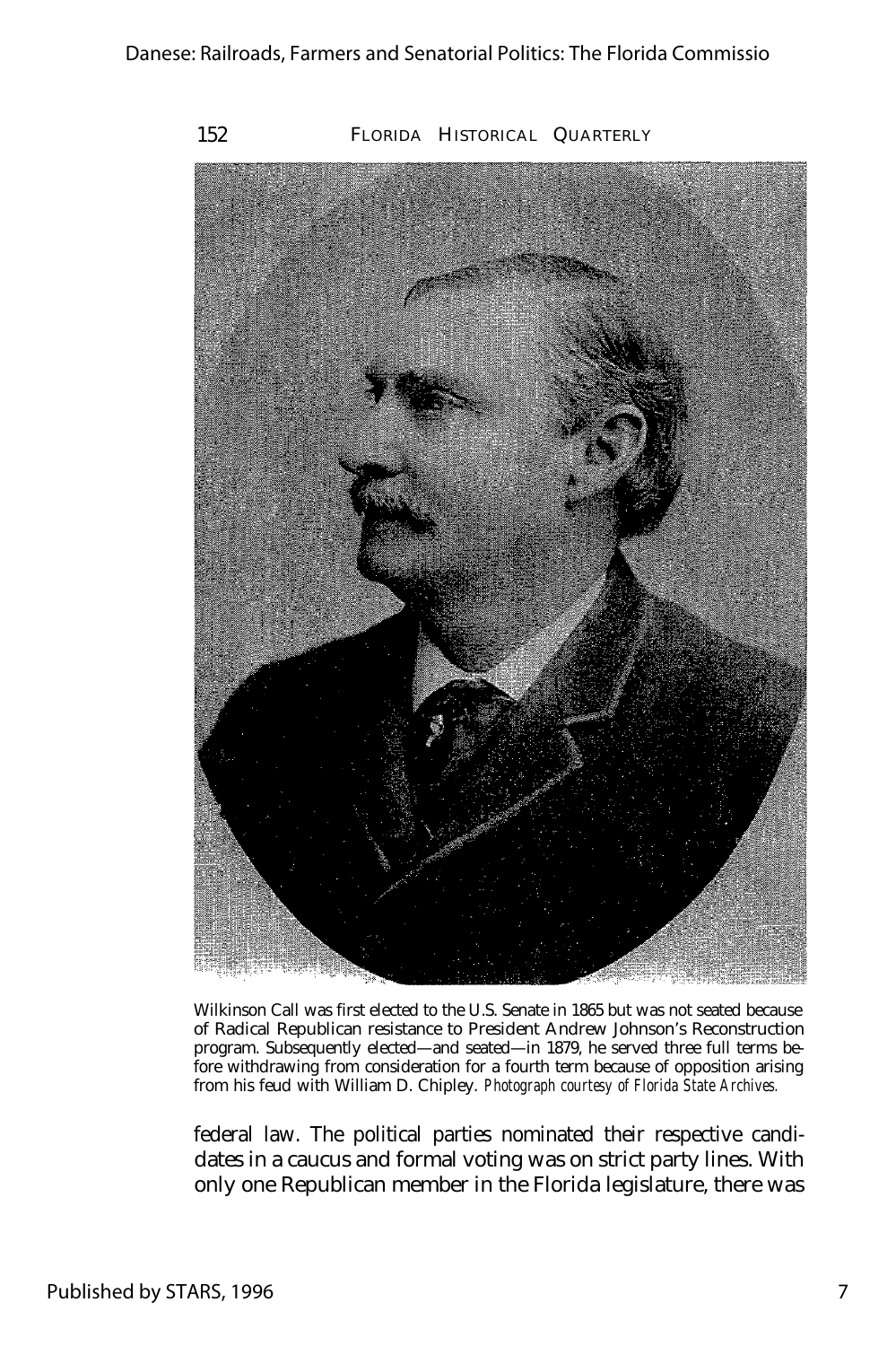Wilkinson Call was first elected to the U.S. Senate in 1865 but was not seated because of Radical Republican resistance to President Andrew Johnson's Reconstruction program. Subsequently elected—and seated—in 1879, he served three full terms before withdrawing from consideration for a fourth term because of opposition arising from his feud with William D. Chipley. *Photograph courtesy of Florida State Archives.*

federal law. The political parties nominated their respective candidates in a caucus and formal voting was on strict party lines. With only one Republican member in the Florida legislature, there was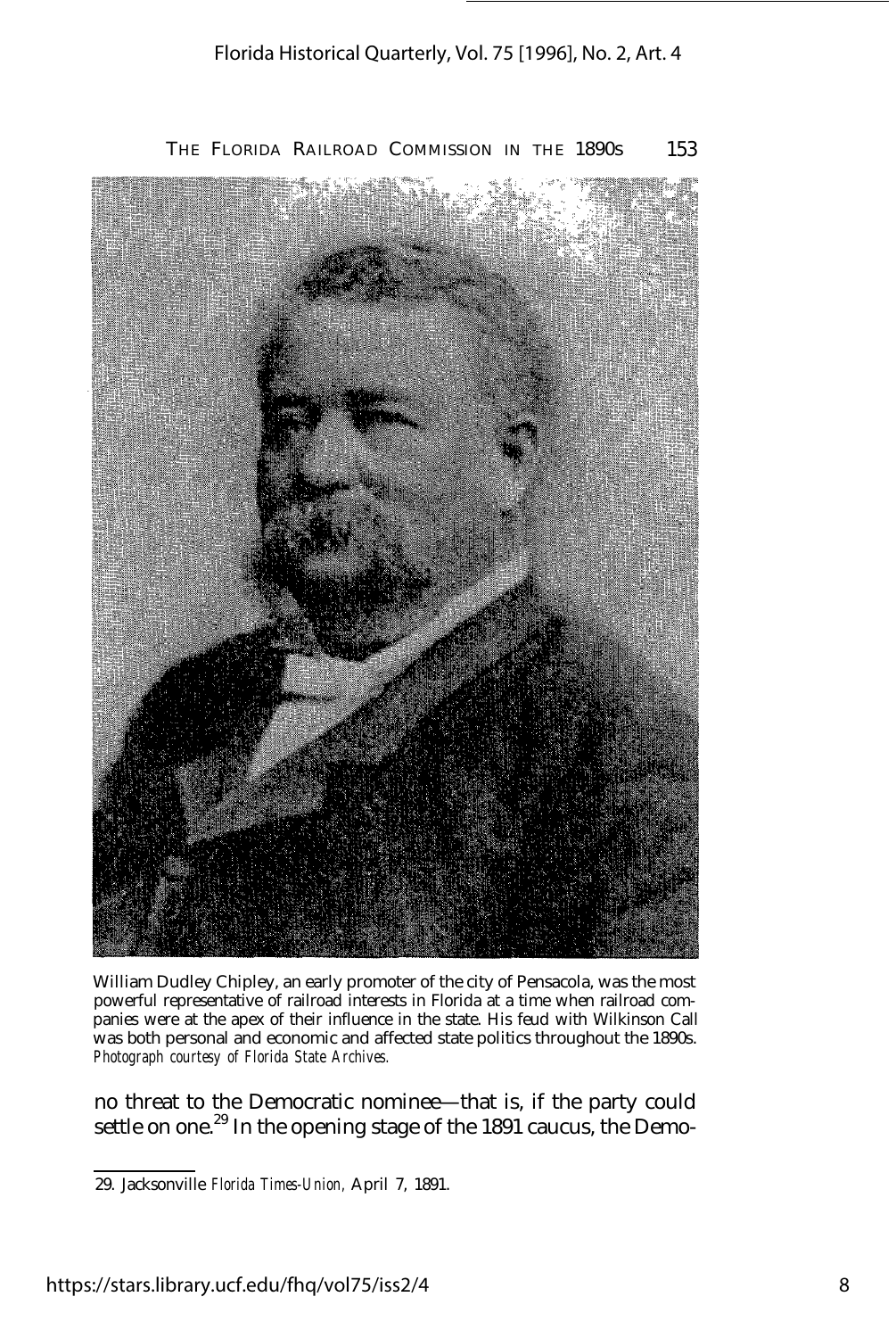William Dudley Chipley, an early promoter of the city of Pensacola, was the most powerful representative of railroad interests in Florida at a time when railroad companies were at the apex of their influence in the state. His feud with Wilkinson Call was both personal and economic and affected state politics throughout the 1890s. *Photograph courtesy of Florida State Archives.*

no threat to the Democratic nominee—that is, if the party could settle on one.[29] In the opening stage of the 1891 caucus, the Demo-

---

29. Jacksonville *Florida Times-Union,* April 7, 1891.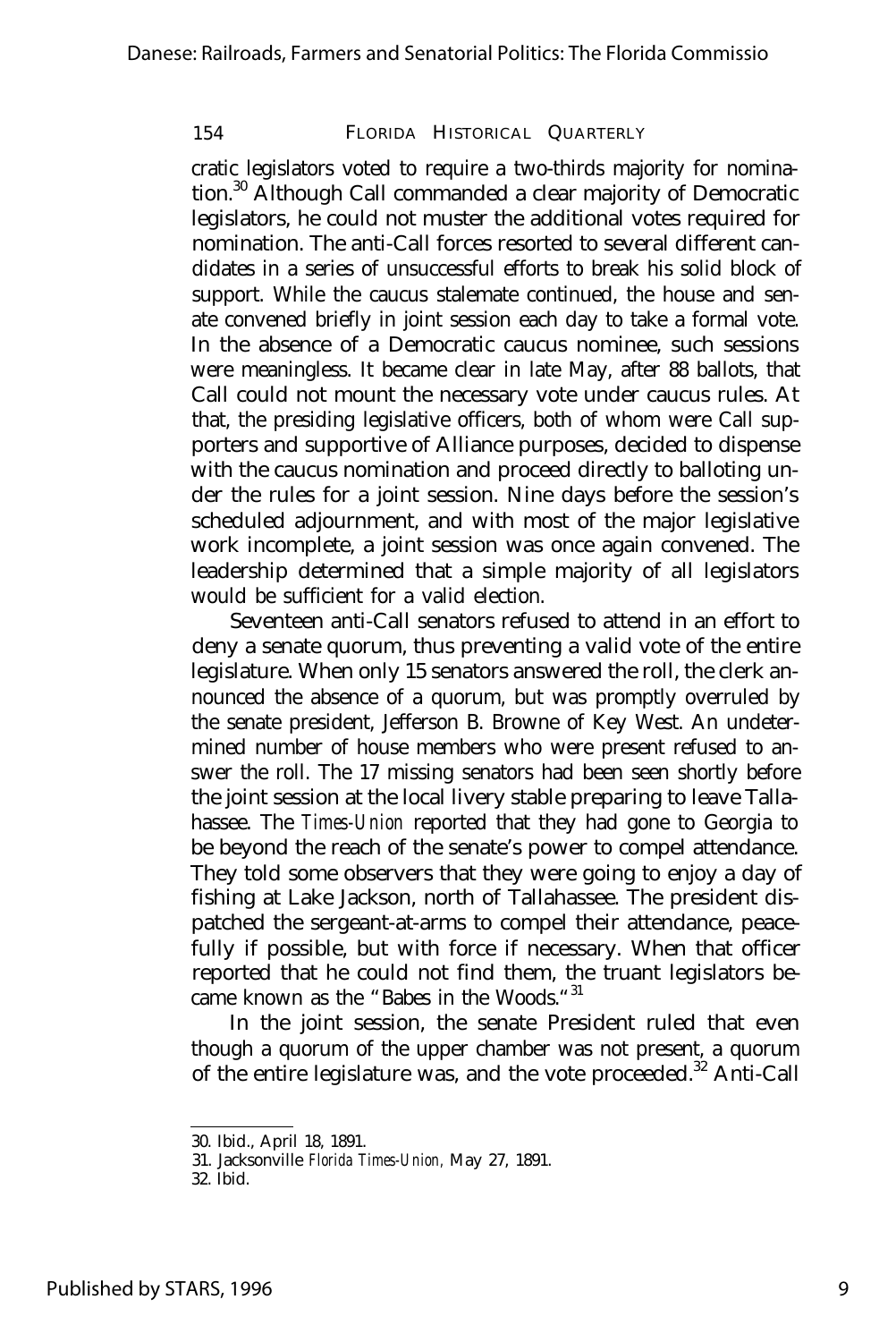cratic legislators voted to require a two-thirds majority for nomination.[30] Although Call commanded a clear majority of Democratic legislators, he could not muster the additional votes required for nomination. The anti-Call forces resorted to several different candidates in a series of unsuccessful efforts to break his solid block of support. While the caucus stalemate continued, the house and senate convened briefly in joint session each day to take a formal vote. In the absence of a Democratic caucus nominee, such sessions were meaningless. It became clear in late May, after 88 ballots, that Call could not mount the necessary vote under caucus rules. At that, the presiding legislative officers, both of whom were Call supporters and supportive of Alliance purposes, decided to dispense with the caucus nomination and proceed directly to balloting under the rules for a joint session. Nine days before the session's scheduled adjournment, and with most of the major legislative work incomplete, a joint session was once again convened. The leadership determined that a simple majority of all legislators would be sufficient for a valid election.

Seventeen anti-Call senators refused to attend in an effort to deny a senate quorum, thus preventing a valid vote of the entire legislature. When only 15 senators answered the roll, the clerk announced the absence of a quorum, but was promptly overruled by the senate president, Jefferson B. Browne of Key West. An undetermined number of house members who were present refused to answer the roll. The 17 missing senators had been seen shortly before the joint session at the local livery stable preparing to leave Tallahassee. The *Times-Union* reported that they had gone to Georgia to be beyond the reach of the senate's power to compel attendance. They told some observers that they were going to enjoy a day of fishing at Lake Jackson, north of Tallahassee. The president dispatched the sergeant-at-arms to compel their attendance, peacefully if possible, but with force if necessary. When that officer reported that he could not find them, the truant legislators became known as the "Babes in the Woods."[31]

In the joint session, the senate President ruled that even though a quorum of the upper chamber was not present, a quorum of the entire legislature was, and the vote proceeded.[32] Anti-Call

30. Ibid., April 18, 1891.

31. Jacksonville *Florida Times-Union,* May 27, 1891.

32. Ibid.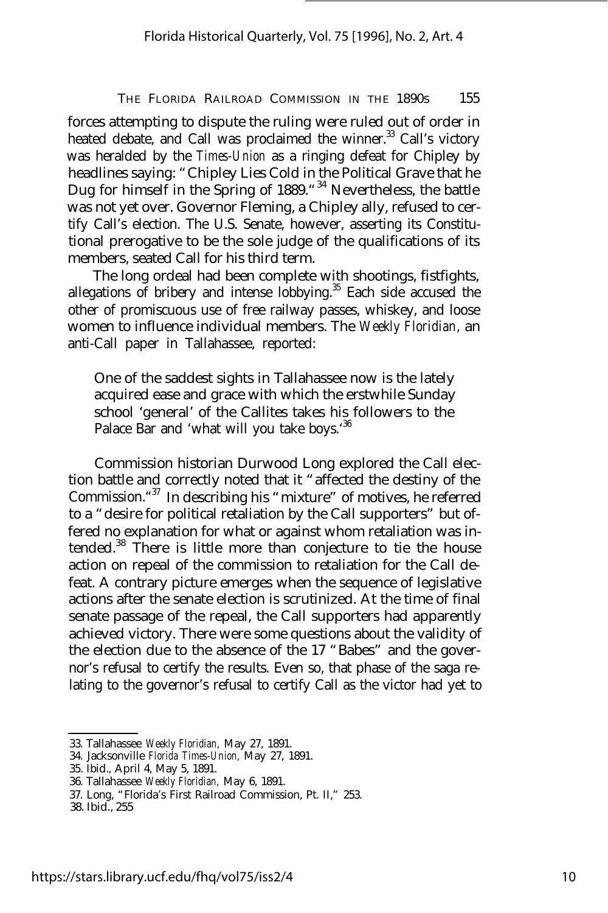forces attempting to dispute the ruling were ruled out of order in heated debate, and Call was proclaimed the winner.[33] Call's victory was heralded by the *Times-Union* as a ringing defeat for Chipley by headlines saying: "Chipley Lies Cold in the Political Grave that he Dug for himself in the Spring of 1889."[34] Nevertheless, the battle was not yet over. Governor Fleming, a Chipley ally, refused to certify Call's election. The U.S. Senate, however, asserting its Constitutional prerogative to be the sole judge of the qualifications of its members, seated Call for his third term.

The long ordeal had been complete with shootings, fistfights, allegations of bribery and intense lobbying.[35] Each side accused the other of promiscuous use of free railway passes, whiskey, and loose women to influence individual members. The *Weekly Floridian*, an anti-Call paper in Tallahassee, reported:

> One of the saddest sights in Tallahassee now is the lately acquired ease and grace with which the erstwhile Sunday school 'general' of the Callites takes his followers to the Palace Bar and 'what will you take boys.'[36]

Commission historian Durwood Long explored the Call election battle and correctly noted that it "affected the destiny of the Commission."[37] In describing his "mixture" of motives, he referred to a "desire for political retaliation by the Call supporters" but offered no explanation for what or against whom retaliation was intended.[38] There is little more than conjecture to tie the house action on repeal of the commission to retaliation for the Call defeat. A contrary picture emerges when the sequence of legislative actions after the senate election is scrutinized. At the time of final senate passage of the repeal, the Call supporters had apparently achieved victory. There were some questions about the validity of the election due to the absence of the 17 "Babes" and the governor's refusal to certify the results. Even so, that phase of the saga relating to the governor's refusal to certify Call as the victor had yet to

33. Tallahassee *Weekly Floridian*, May 27, 1891.
34. Jacksonville *Florida Times-Union*, May 27, 1891.
35. Ibid., April 4, May 5, 1891.
36. Tallahassee *Weekly Floridian*, May 6, 1891.
37. Long, "Florida's First Railroad Commission, Pt. II," 253.
38. Ibid., 255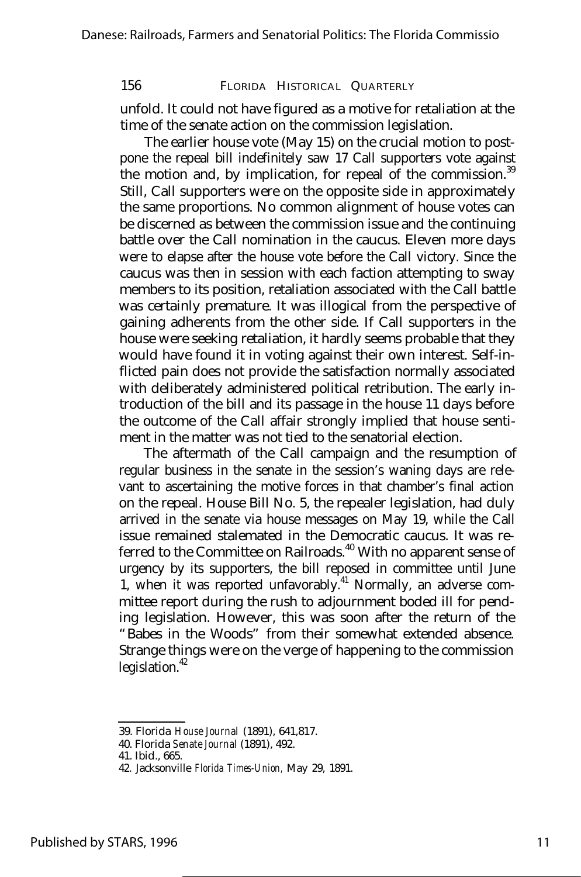unfold. It could not have figured as a motive for retaliation at the time of the senate action on the commission legislation.

The earlier house vote (May 15) on the crucial motion to postpone the repeal bill indefinitely saw 17 Call supporters vote against the motion and, by implication, for repeal of the commission.[39] Still, Call supporters were on the opposite side in approximately the same proportions. No common alignment of house votes can be discerned as between the commission issue and the continuing battle over the Call nomination in the caucus. Eleven more days were to elapse after the house vote before the Call victory. Since the caucus was then in session with each faction attempting to sway members to its position, retaliation associated with the Call battle was certainly premature. It was illogical from the perspective of gaining adherents from the other side. If Call supporters in the house were seeking retaliation, it hardly seems probable that they would have found it in voting against their own interest. Self-inflicted pain does not provide the satisfaction normally associated with deliberately administered political retribution. The early introduction of the bill and its passage in the house 11 days before the outcome of the Call affair strongly implied that house sentiment in the matter was not tied to the senatorial election.

The aftermath of the Call campaign and the resumption of regular business in the senate in the session's waning days are relevant to ascertaining the motive forces in that chamber's final action on the repeal. House Bill No. 5, the repealer legislation, had duly arrived in the senate via house messages on May 19, while the Call issue remained stalemated in the Democratic caucus. It was referred to the Committee on Railroads.[40] With no apparent sense of urgency by its supporters, the bill reposed in committee until June 1, when it was reported unfavorably.[41] Normally, an adverse committee report during the rush to adjournment boded ill for pending legislation. However, this was soon after the return of the "Babes in the Woods" from their somewhat extended absence. Strange things were on the verge of happening to the commission legislation.[42]

39. Florida *House Journal* (1891), 641,817.

40. Florida *Senate Journal* (1891), 492.

41. Ibid., 665.

42. Jacksonville *Florida Times-Union,* May 29, 1891.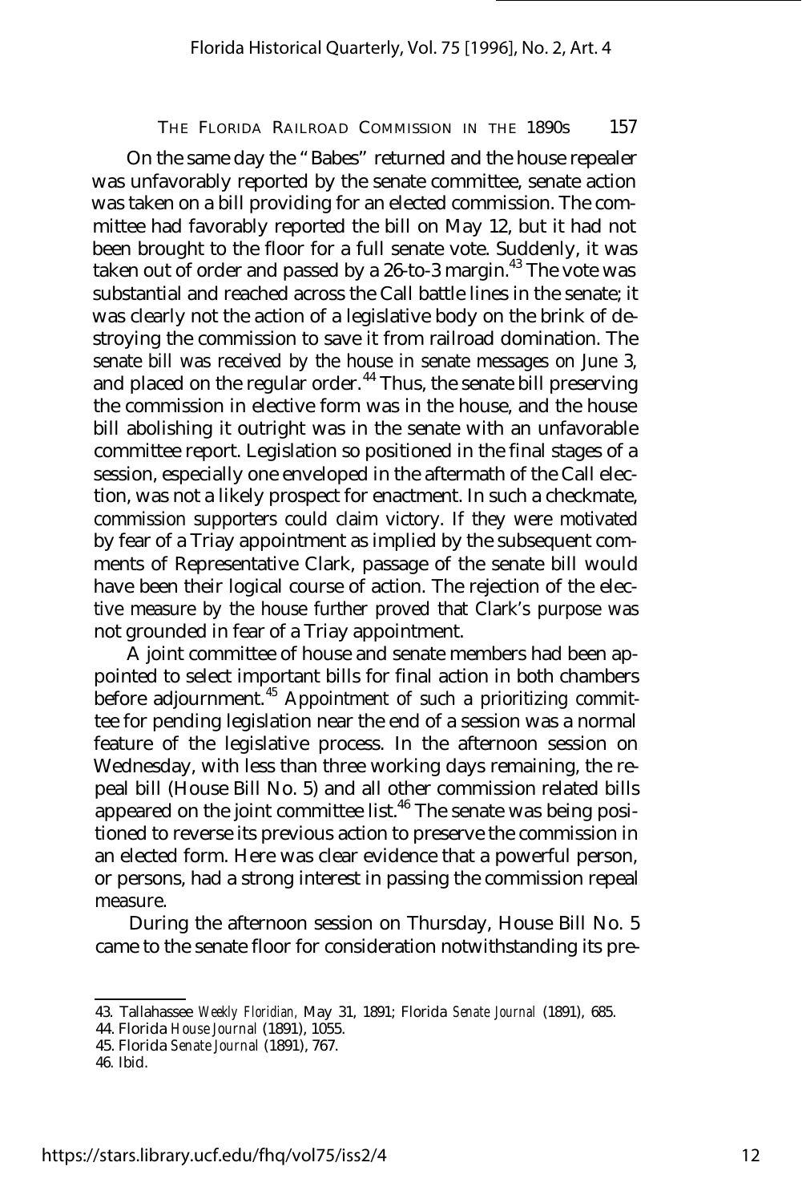On the same day the "Babes" returned and the house repealer was unfavorably reported by the senate committee, senate action was taken on a bill providing for an elected commission. The committee had favorably reported the bill on May 12, but it had not been brought to the floor for a full senate vote. Suddenly, it was taken out of order and passed by a 26-to-3 margin.[43] The vote was substantial and reached across the Call battle lines in the senate; it was clearly not the action of a legislative body on the brink of destroying the commission to save it from railroad domination. The senate bill was received by the house in senate messages on June 3, and placed on the regular order.[44] Thus, the senate bill preserving the commission in elective form was in the house, and the house bill abolishing it outright was in the senate with an unfavorable committee report. Legislation so positioned in the final stages of a session, especially one enveloped in the aftermath of the Call election, was not a likely prospect for enactment. In such a checkmate, commission supporters could claim victory. If they were motivated by fear of a Triay appointment as implied by the subsequent comments of Representative Clark, passage of the senate bill would have been their logical course of action. The rejection of the elective measure by the house further proved that Clark's purpose was not grounded in fear of a Triay appointment.

A joint committee of house and senate members had been appointed to select important bills for final action in both chambers before adjournment.[45] Appointment of such a prioritizing committee for pending legislation near the end of a session was a normal feature of the legislative process. In the afternoon session on Wednesday, with less than three working days remaining, the repeal bill (House Bill No. 5) and all other commission related bills appeared on the joint committee list.[46] The senate was being positioned to reverse its previous action to preserve the commission in an elected form. Here was clear evidence that a powerful person, or persons, had a strong interest in passing the commission repeal measure.

During the afternoon session on Thursday, House Bill No. 5 came to the senate floor for consideration notwithstanding its pre-

43. Tallahassee *Weekly Floridian*, May 31, 1891; Florida *Senate Journal* (1891), 685.
44. Florida *House Journal* (1891), 1055.
45. Florida *Senate Journal* (1891), 767.
46. Ibid.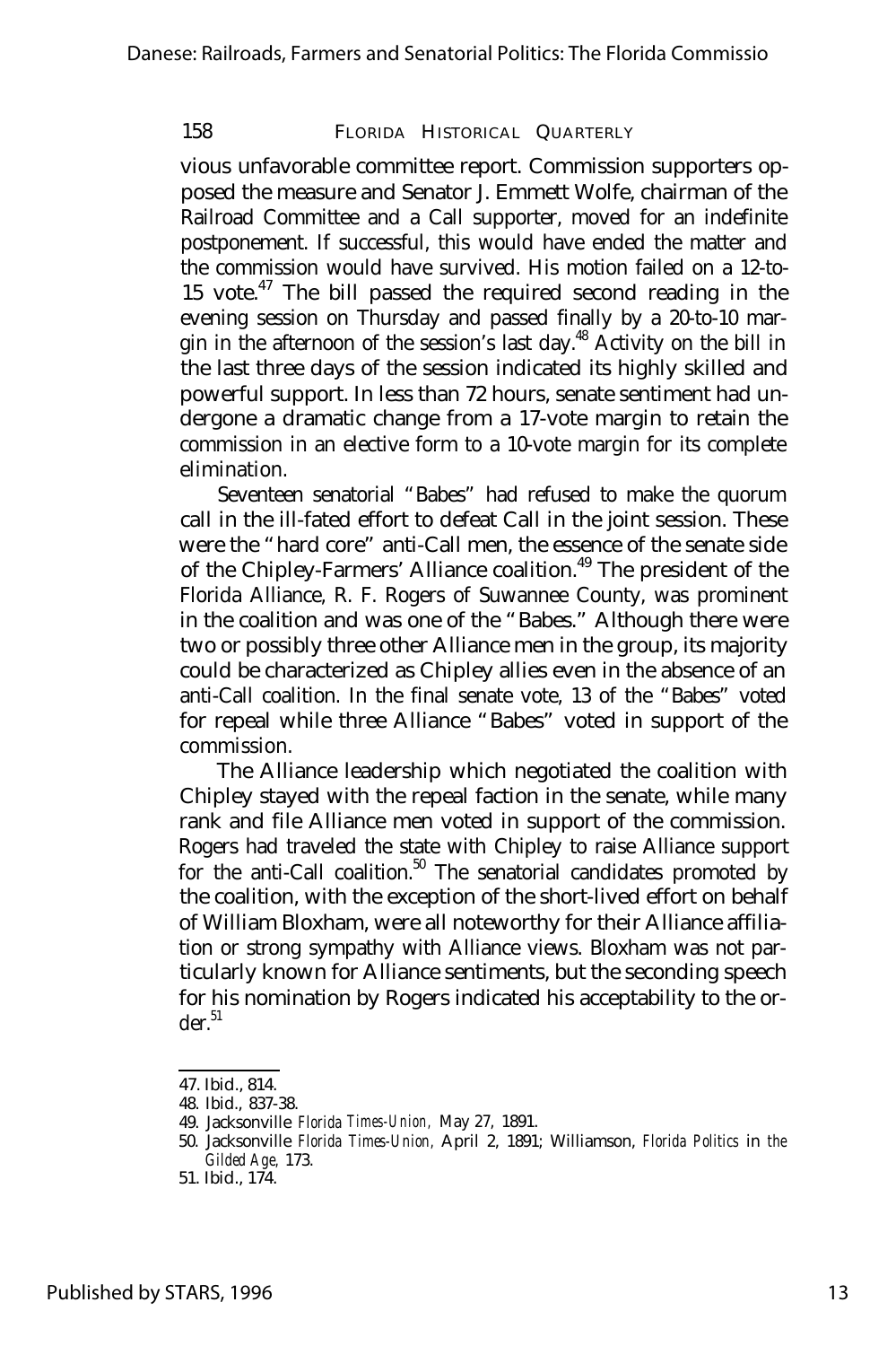vious unfavorable committee report. Commission supporters opposed the measure and Senator J. Emmett Wolfe, chairman of the Railroad Committee and a Call supporter, moved for an indefinite postponement. If successful, this would have ended the matter and the commission would have survived. His motion failed on a 12-to-15 vote.[47] The bill passed the required second reading in the evening session on Thursday and passed finally by a 20-to-10 margin in the afternoon of the session's last day.[48] Activity on the bill in the last three days of the session indicated its highly skilled and powerful support. In less than 72 hours, senate sentiment had undergone a dramatic change from a 17-vote margin to retain the commission in an elective form to a 10-vote margin for its complete elimination.

Seventeen senatorial "Babes" had refused to make the quorum call in the ill-fated effort to defeat Call in the joint session. These were the "hard core" anti-Call men, the essence of the senate side of the Chipley-Farmers' Alliance coalition.[49] The president of the Florida Alliance, R. F. Rogers of Suwannee County, was prominent in the coalition and was one of the "Babes." Although there were two or possibly three other Alliance men in the group, its majority could be characterized as Chipley allies even in the absence of an anti-Call coalition. In the final senate vote, 13 of the "Babes" voted for repeal while three Alliance "Babes" voted in support of the commission.

The Alliance leadership which negotiated the coalition with Chipley stayed with the repeal faction in the senate, while many rank and file Alliance men voted in support of the commission. Rogers had traveled the state with Chipley to raise Alliance support for the anti-Call coalition.[50] The senatorial candidates promoted by the coalition, with the exception of the short-lived effort on behalf of William Bloxham, were all noteworthy for their Alliance affiliation or strong sympathy with Alliance views. Bloxham was not particularly known for Alliance sentiments, but the seconding speech for his nomination by Rogers indicated his acceptability to the order.[51]

47. Ibid., 814.

48. Ibid., 837-38.

49. Jacksonville *Florida Times-Union,* May 27, 1891.

50. Jacksonville *Florida Times-Union,* April 2, 1891; Williamson, *Florida Politics in the Gilded Age,* 173.

51. Ibid., 174.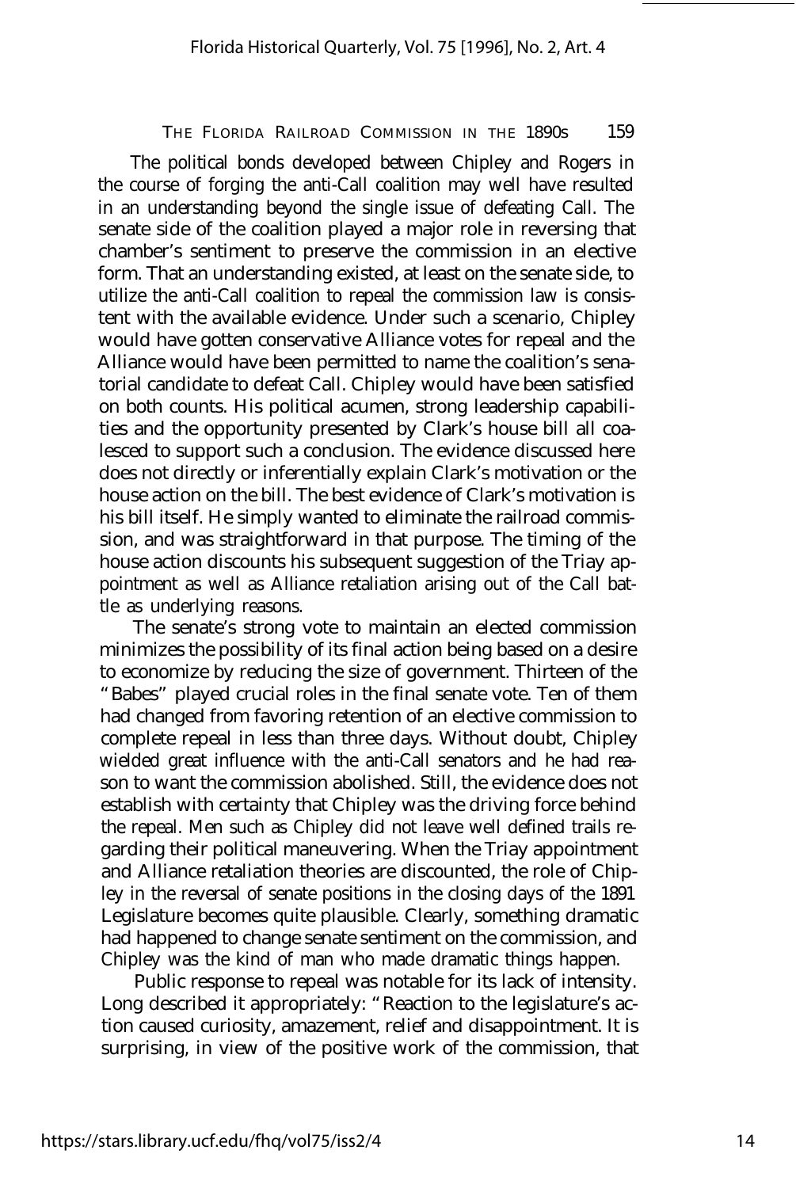The political bonds developed between Chipley and Rogers in the course of forging the anti-Call coalition may well have resulted in an understanding beyond the single issue of defeating Call. The senate side of the coalition played a major role in reversing that chamber's sentiment to preserve the commission in an elective form. That an understanding existed, at least on the senate side, to utilize the anti-Call coalition to repeal the commission law is consistent with the available evidence. Under such a scenario, Chipley would have gotten conservative Alliance votes for repeal and the Alliance would have been permitted to name the coalition's senatorial candidate to defeat Call. Chipley would have been satisfied on both counts. His political acumen, strong leadership capabilities and the opportunity presented by Clark's house bill all coalesced to support such a conclusion. The evidence discussed here does not directly or inferentially explain Clark's motivation or the house action on the bill. The best evidence of Clark's motivation is his bill itself. He simply wanted to eliminate the railroad commission, and was straightforward in that purpose. The timing of the house action discounts his subsequent suggestion of the Triay appointment as well as Alliance retaliation arising out of the Call battle as underlying reasons.

The senate's strong vote to maintain an elected commission minimizes the possibility of its final action being based on a desire to economize by reducing the size of government. Thirteen of the "Babes" played crucial roles in the final senate vote. Ten of them had changed from favoring retention of an elective commission to complete repeal in less than three days. Without doubt, Chipley wielded great influence with the anti-Call senators and he had reason to want the commission abolished. Still, the evidence does not establish with certainty that Chipley was the driving force behind the repeal. Men such as Chipley did not leave well defined trails regarding their political maneuvering. When the Triay appointment and Alliance retaliation theories are discounted, the role of Chipley in the reversal of senate positions in the closing days of the 1891 Legislature becomes quite plausible. Clearly, something dramatic had happened to change senate sentiment on the commission, and Chipley was the kind of man who made dramatic things happen.

Public response to repeal was notable for its lack of intensity. Long described it appropriately: "Reaction to the legislature's action caused curiosity, amazement, relief and disappointment. It is surprising, in view of the positive work of the commission, that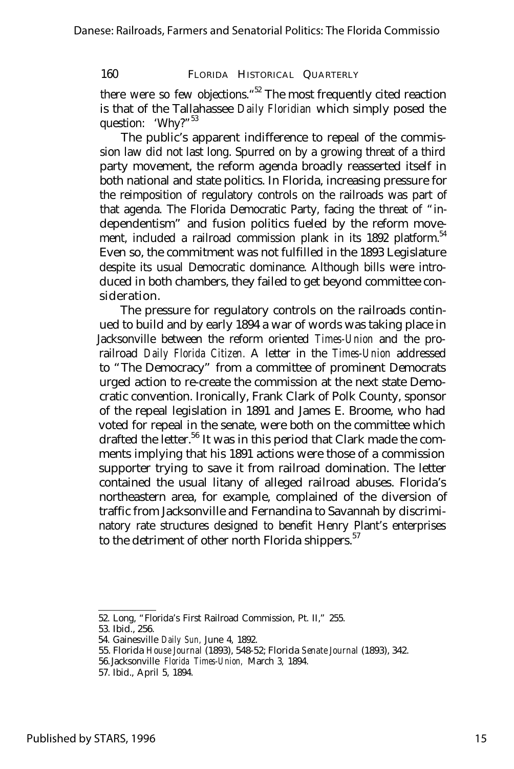there were so few objections."[52] The most frequently cited reaction is that of the Tallahassee *Daily Floridian* which simply posed the question: 'Why?"[53]

The public's apparent indifference to repeal of the commission law did not last long. Spurred on by a growing threat of a third party movement, the reform agenda broadly reasserted itself in both national and state politics. In Florida, increasing pressure for the reimposition of regulatory controls on the railroads was part of that agenda. The Florida Democratic Party, facing the threat of "independentism" and fusion politics fueled by the reform movement, included a railroad commission plank in its 1892 platform.[54] Even so, the commitment was not fulfilled in the 1893 Legislature despite its usual Democratic dominance. Although bills were introduced in both chambers, they failed to get beyond committee consideration.

The pressure for regulatory controls on the railroads continued to build and by early 1894 a war of words was taking place in Jacksonville between the reform oriented *Times-Union* and the pro-railroad *Daily Florida Citizen*. A letter in the *Times-Union* addressed to "The Democracy" from a committee of prominent Democrats urged action to re-create the commission at the next state Democratic convention. Ironically, Frank Clark of Polk County, sponsor of the repeal legislation in 1891 and James E. Broome, who had voted for repeal in the senate, were both on the committee which drafted the letter.[56] It was in this period that Clark made the comments implying that his 1891 actions were those of a commission supporter trying to save it from railroad domination. The letter contained the usual litany of alleged railroad abuses. Florida's northeastern area, for example, complained of the diversion of traffic from Jacksonville and Fernandina to Savannah by discriminatory rate structures designed to benefit Henry Plant's enterprises to the detriment of other north Florida shippers.[57]

---

52. Long, "Florida's First Railroad Commission, Pt. II," 255.
53. Ibid., 256.
54. Gainesville *Daily Sun*, June 4, 1892.
55. Florida *House Journal* (1893), 548-52; Florida *Senate Journal* (1893), 342.
56. Jacksonville *Florida Times-Union*, March 3, 1894.
57. Ibid., April 5, 1894.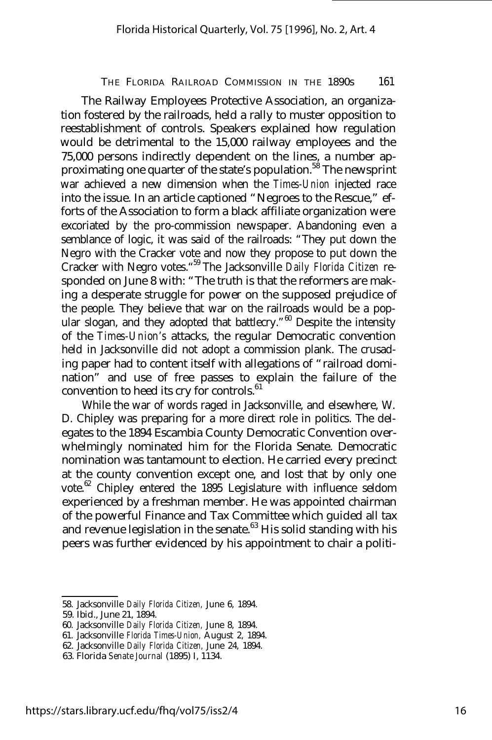The Railway Employees Protective Association, an organization fostered by the railroads, held a rally to muster opposition to reestablishment of controls. Speakers explained how regulation would be detrimental to the 15,000 railway employees and the 75,000 persons indirectly dependent on the lines, a number approximating one quarter of the state's population.[58] The newsprint war achieved a new dimension when the *Times-Union* injected race into the issue. In an article captioned "Negroes to the Rescue," efforts of the Association to form a black affiliate organization were excoriated by the pro-commission newspaper. Abandoning even a semblance of logic, it was said of the railroads: "They put down the Negro with the Cracker vote and now they propose to put down the Cracker with Negro votes."[59] The Jacksonville *Daily Florida Citizen* responded on June 8 with: "The truth is that the reformers are making a desperate struggle for power on the supposed prejudice of the people. They believe that war on the railroads would be a popular slogan, and they adopted that battlecry."[60] Despite the intensity of the *Times-Union's* attacks, the regular Democratic convention held in Jacksonville did not adopt a commission plank. The crusading paper had to content itself with allegations of "railroad domination" and use of free passes to explain the failure of the convention to heed its cry for controls.[61]

While the war of words raged in Jacksonville, and elsewhere, W. D. Chipley was preparing for a more direct role in politics. The delegates to the 1894 Escambia County Democratic Convention overwhelmingly nominated him for the Florida Senate. Democratic nomination was tantamount to election. He carried every precinct at the county convention except one, and lost that by only one vote.[62] Chipley entered the 1895 Legislature with influence seldom experienced by a freshman member. He was appointed chairman of the powerful Finance and Tax Committee which guided all tax and revenue legislation in the senate.[63] His solid standing with his peers was further evidenced by his appointment to chair a politi-

58. Jacksonville *Daily Florida Citizen*, June 6, 1894.
59. Ibid., June 21, 1894.
60. Jacksonville *Daily Florida Citizen*, June 8, 1894.
61. Jacksonville *Florida Times-Union*, August 2, 1894.
62. Jacksonville *Daily Florida Citizen*, June 24, 1894.
63. Florida *Senate Journal* (1895) I, 1134.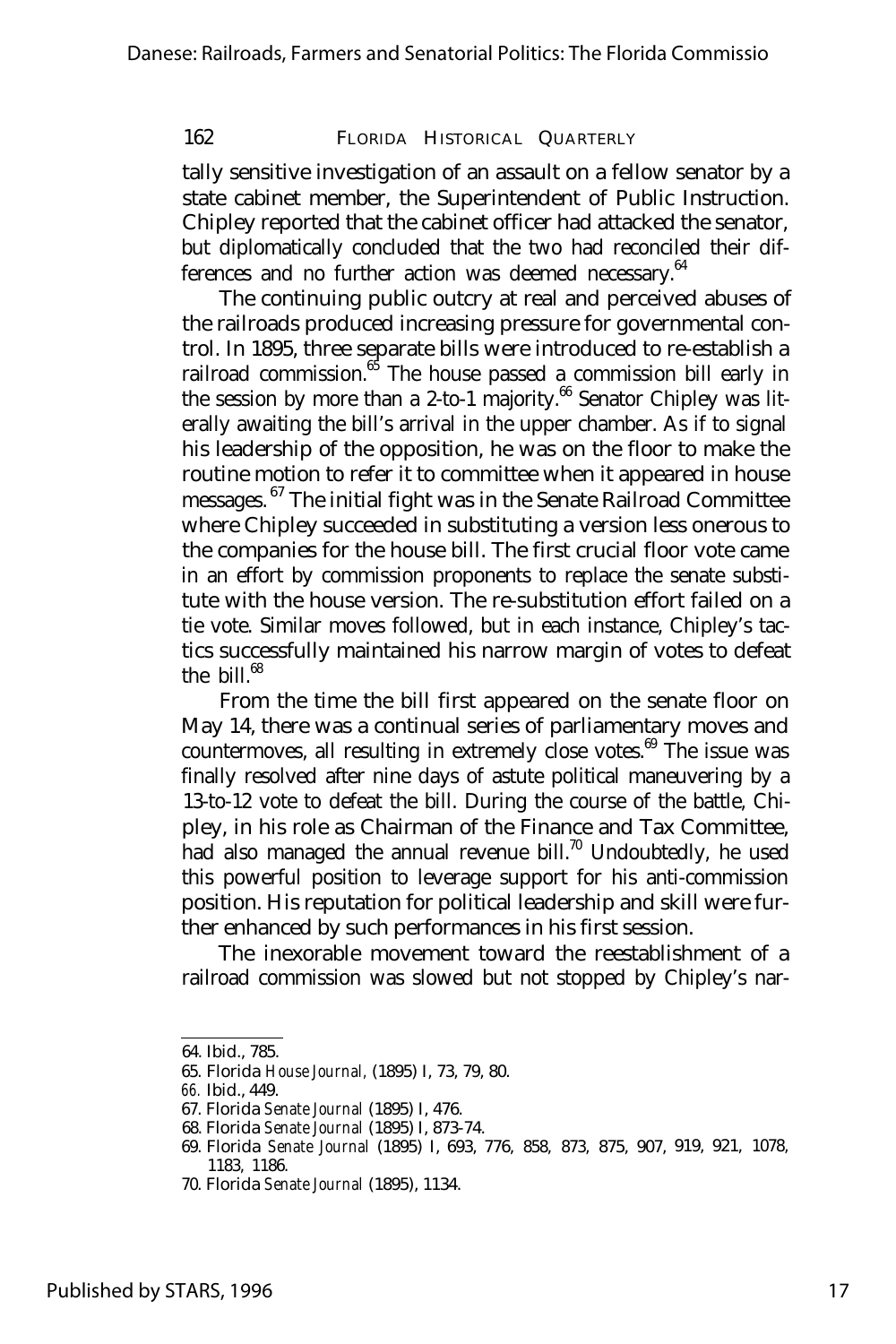tally sensitive investigation of an assault on a fellow senator by a state cabinet member, the Superintendent of Public Instruction. Chipley reported that the cabinet officer had attacked the senator, but diplomatically concluded that the two had reconciled their differences and no further action was deemed necessary.[64]

The continuing public outcry at real and perceived abuses of the railroads produced increasing pressure for governmental control. In 1895, three separate bills were introduced to re-establish a railroad commission.[65] The house passed a commission bill early in the session by more than a 2-to-1 majority.[66] Senator Chipley was literally awaiting the bill's arrival in the upper chamber. As if to signal his leadership of the opposition, he was on the floor to make the routine motion to refer it to committee when it appeared in house messages.[67] The initial fight was in the Senate Railroad Committee where Chipley succeeded in substituting a version less onerous to the companies for the house bill. The first crucial floor vote came in an effort by commission proponents to replace the senate substitute with the house version. The re-substitution effort failed on a tie vote. Similar moves followed, but in each instance, Chipley's tactics successfully maintained his narrow margin of votes to defeat the bill.[68]

From the time the bill first appeared on the senate floor on May 14, there was a continual series of parliamentary moves and countermoves, all resulting in extremely close votes.[69] The issue was finally resolved after nine days of astute political maneuvering by a 13-to-12 vote to defeat the bill. During the course of the battle, Chipley, in his role as Chairman of the Finance and Tax Committee, had also managed the annual revenue bill.[70] Undoubtedly, he used this powerful position to leverage support for his anti-commission position. His reputation for political leadership and skill were further enhanced by such performances in his first session.

The inexorable movement toward the reestablishment of a railroad commission was slowed but not stopped by Chipley's nar-

---

64. Ibid., 785.

65. Florida *House Journal*, (1895) I, 73, 79, 80.

66. Ibid., 449.

67. Florida *Senate Journal* (1895) I, 476.

68. Florida *Senate Journal* (1895) I, 873-74.

69. Florida *Senate Journal* (1895) I, 693, 776, 858, 873, 875, 907, 919, 921, 1078, 1183, 1186.

70. Florida *Senate Journal* (1895), 1134.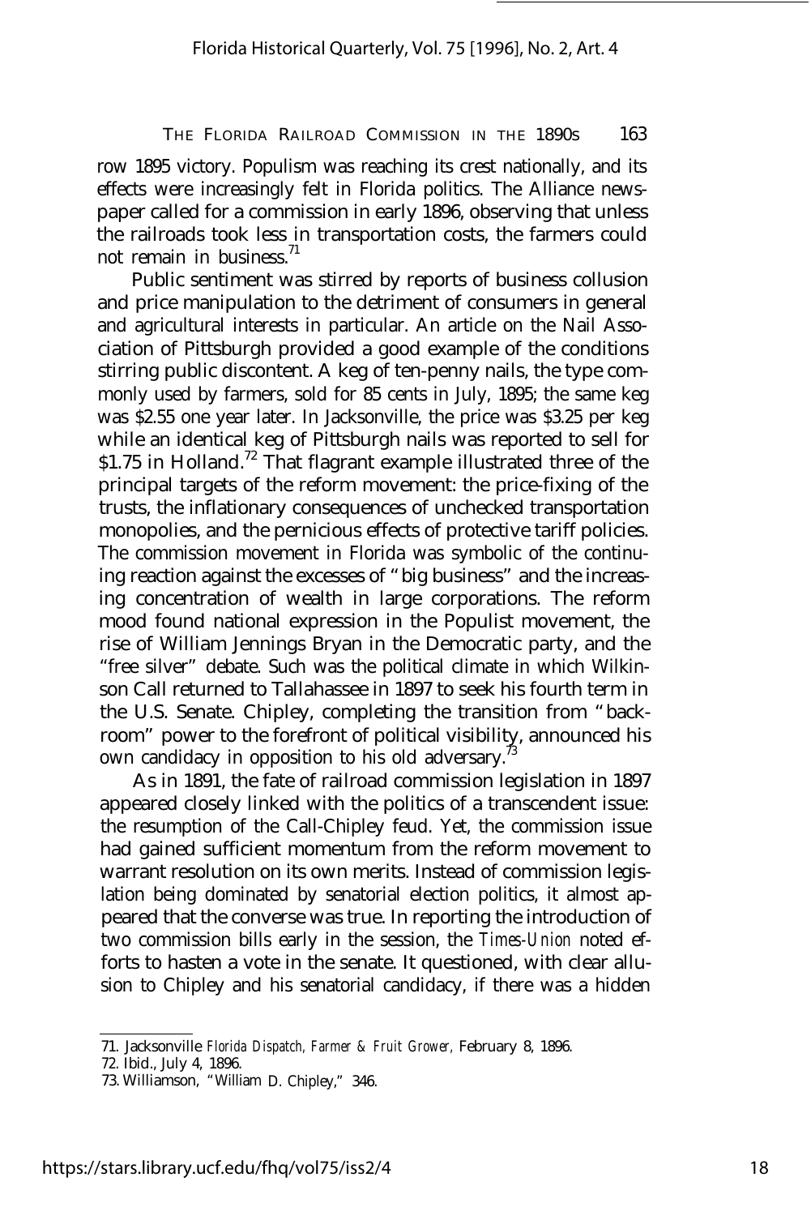row 1895 victory. Populism was reaching its crest nationally, and its effects were increasingly felt in Florida politics. The Alliance newspaper called for a commission in early 1896, observing that unless the railroads took less in transportation costs, the farmers could not remain in business.[71]

Public sentiment was stirred by reports of business collusion and price manipulation to the detriment of consumers in general and agricultural interests in particular. An article on the Nail Association of Pittsburgh provided a good example of the conditions stirring public discontent. A keg of ten-penny nails, the type commonly used by farmers, sold for 85 cents in July, 1895; the same keg was $2.55 one year later. In Jacksonville, the price was $3.25 per keg while an identical keg of Pittsburgh nails was reported to sell for $1.75 in Holland.[72] That flagrant example illustrated three of the principal targets of the reform movement: the price-fixing of the trusts, the inflationary consequences of unchecked transportation monopolies, and the pernicious effects of protective tariff policies. The commission movement in Florida was symbolic of the continuing reaction against the excesses of "big business" and the increasing concentration of wealth in large corporations. The reform mood found national expression in the Populist movement, the rise of William Jennings Bryan in the Democratic party, and the "free silver" debate. Such was the political climate in which Wilkinson Call returned to Tallahassee in 1897 to seek his fourth term in the U.S. Senate. Chipley, completing the transition from "backroom" power to the forefront of political visibility, announced his own candidacy in opposition to his old adversary.[73]

As in 1891, the fate of railroad commission legislation in 1897 appeared closely linked with the politics of a transcendent issue: the resumption of the Call-Chipley feud. Yet, the commission issue had gained sufficient momentum from the reform movement to warrant resolution on its own merits. Instead of commission legislation being dominated by senatorial election politics, it almost appeared that the converse was true. In reporting the introduction of two commission bills early in the session, the *Times-Union* noted efforts to hasten a vote in the senate. It questioned, with clear allusion to Chipley and his senatorial candidacy, if there was a hidden

---

71. Jacksonville *Florida Dispatch, Farmer & Fruit Grower,* February 8, 1896.

72. Ibid., July 4, 1896.

73. Williamson, "William D. Chipley," 346.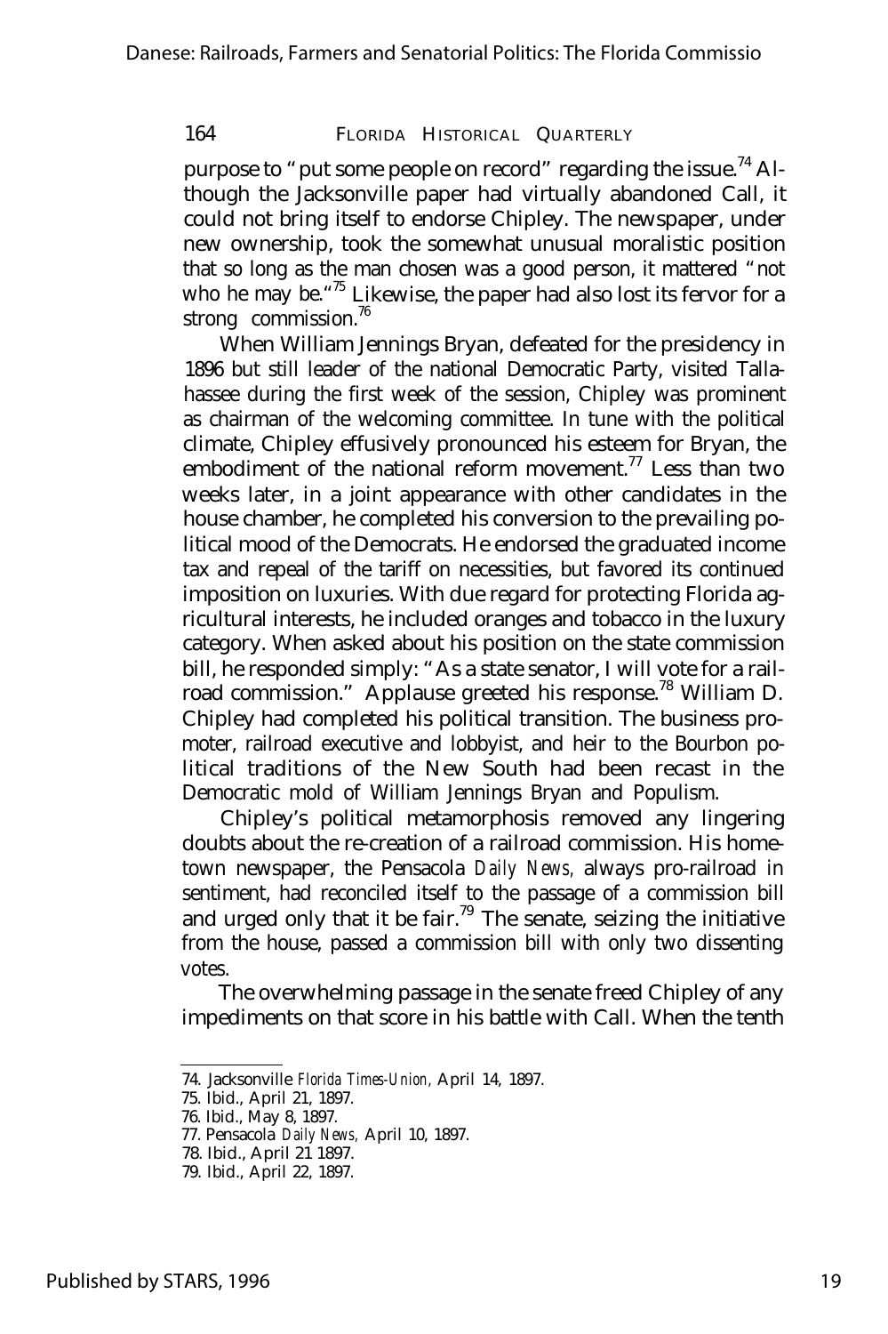purpose to "put some people on record" regarding the issue.[74] Although the Jacksonville paper had virtually abandoned Call, it could not bring itself to endorse Chipley. The newspaper, under new ownership, took the somewhat unusual moralistic position that so long as the man chosen was a good person, it mattered "not who he may be."[75] Likewise, the paper had also lost its fervor for a strong commission.[76]

When William Jennings Bryan, defeated for the presidency in 1896 but still leader of the national Democratic Party, visited Tallahassee during the first week of the session, Chipley was prominent as chairman of the welcoming committee. In tune with the political climate, Chipley effusively pronounced his esteem for Bryan, the embodiment of the national reform movement.[77] Less than two weeks later, in a joint appearance with other candidates in the house chamber, he completed his conversion to the prevailing political mood of the Democrats. He endorsed the graduated income tax and repeal of the tariff on necessities, but favored its continued imposition on luxuries. With due regard for protecting Florida agricultural interests, he included oranges and tobacco in the luxury category. When asked about his position on the state commission bill, he responded simply: "As a state senator, I will vote for a railroad commission." Applause greeted his response.[78] William D. Chipley had completed his political transition. The business promoter, railroad executive and lobbyist, and heir to the Bourbon political traditions of the New South had been recast in the Democratic mold of William Jennings Bryan and Populism.

Chipley's political metamorphosis removed any lingering doubts about the re-creation of a railroad commission. His hometown newspaper, the Pensacola *Daily News,* always pro-railroad in sentiment, had reconciled itself to the passage of a commission bill and urged only that it be fair.[79] The senate, seizing the initiative from the house, passed a commission bill with only two dissenting votes.

The overwhelming passage in the senate freed Chipley of any impediments on that score in his battle with Call. When the tenth

---

74. Jacksonville *Florida Times-Union,* April 14, 1897.
75. Ibid., April 21, 1897.
76. Ibid., May 8, 1897.
77. Pensacola *Daily News,* April 10, 1897.
78. Ibid., April 21 1897.
79. Ibid., April 22, 1897.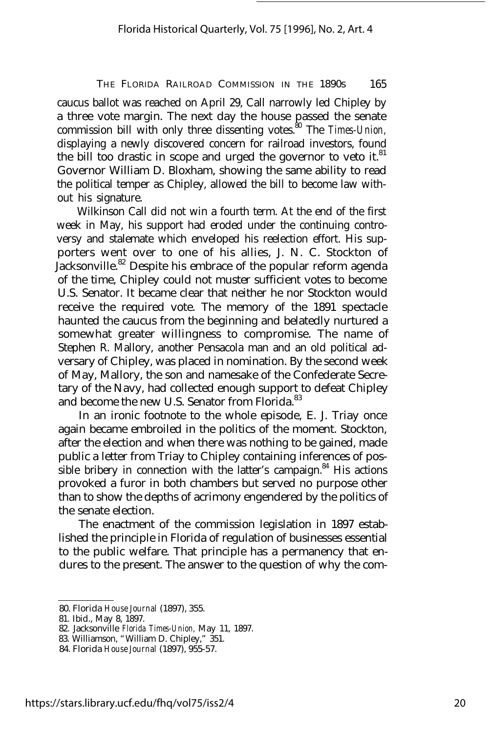caucus ballot was reached on April 29, Call narrowly led Chipley by a three vote margin. The next day the house passed the senate commission bill with only three dissenting votes.[80] The *Times-Union,* displaying a newly discovered concern for railroad investors, found the bill too drastic in scope and urged the governor to veto it.[81] Governor William D. Bloxham, showing the same ability to read the political temper as Chipley, allowed the bill to become law without his signature.

Wilkinson Call did not win a fourth term. At the end of the first week in May, his support had eroded under the continuing controversy and stalemate which enveloped his reelection effort. His supporters went over to one of his allies, J. N. C. Stockton of Jacksonville.[82] Despite his embrace of the popular reform agenda of the time, Chipley could not muster sufficient votes to become U.S. Senator. It became clear that neither he nor Stockton would receive the required vote. The memory of the 1891 spectacle haunted the caucus from the beginning and belatedly nurtured a somewhat greater willingness to compromise. The name of Stephen R. Mallory, another Pensacola man and an old political adversary of Chipley, was placed in nomination. By the second week of May, Mallory, the son and namesake of the Confederate Secretary of the Navy, had collected enough support to defeat Chipley and become the new U.S. Senator from Florida.[83]

In an ironic footnote to the whole episode, E. J. Triay once again became embroiled in the politics of the moment. Stockton, after the election and when there was nothing to be gained, made public a letter from Triay to Chipley containing inferences of possible bribery in connection with the latter's campaign.[84] His actions provoked a furor in both chambers but served no purpose other than to show the depths of acrimony engendered by the politics of the senate election.

The enactment of the commission legislation in 1897 established the principle in Florida of regulation of businesses essential to the public welfare. That principle has a permanency that endures to the present. The answer to the question of why the com-

80. Florida *House Journal* (1897), 355.
81. Ibid., May 8, 1897.
82. Jacksonville *Florida Times-Union,* May 11, 1897.
83. Williamson, "William D. Chipley," 351.
84. Florida *House Journal* (1897), 955-57.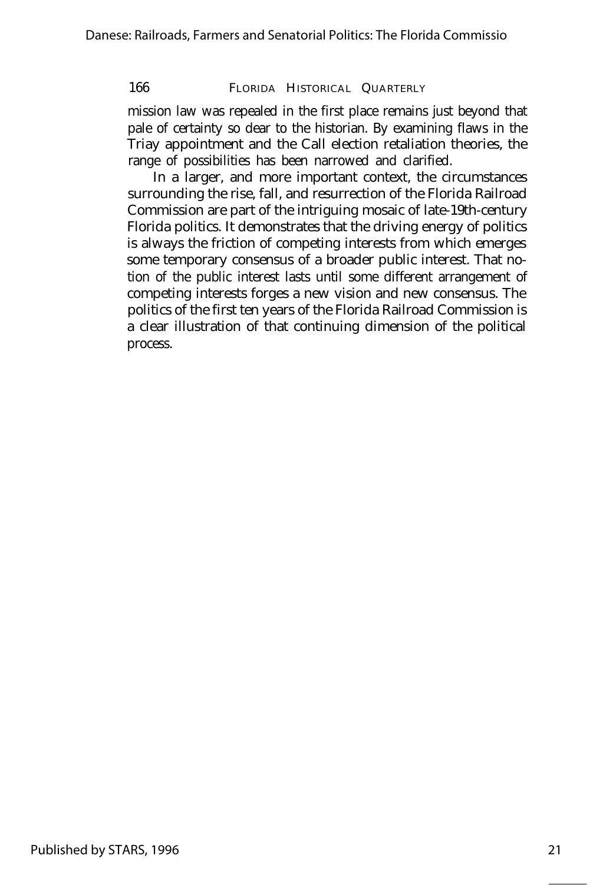mission law was repealed in the first place remains just beyond that pale of certainty so dear to the historian. By examining flaws in the Triay appointment and the Call election retaliation theories, the range of possibilities has been narrowed and clarified.

In a larger, and more important context, the circumstances surrounding the rise, fall, and resurrection of the Florida Railroad Commission are part of the intriguing mosaic of late-19th-century Florida politics. It demonstrates that the driving energy of politics is always the friction of competing interests from which emerges some temporary consensus of a broader public interest. That notion of the public interest lasts until some different arrangement of competing interests forges a new vision and new consensus. The politics of the first ten years of the Florida Railroad Commission is a clear illustration of that continuing dimension of the political process.